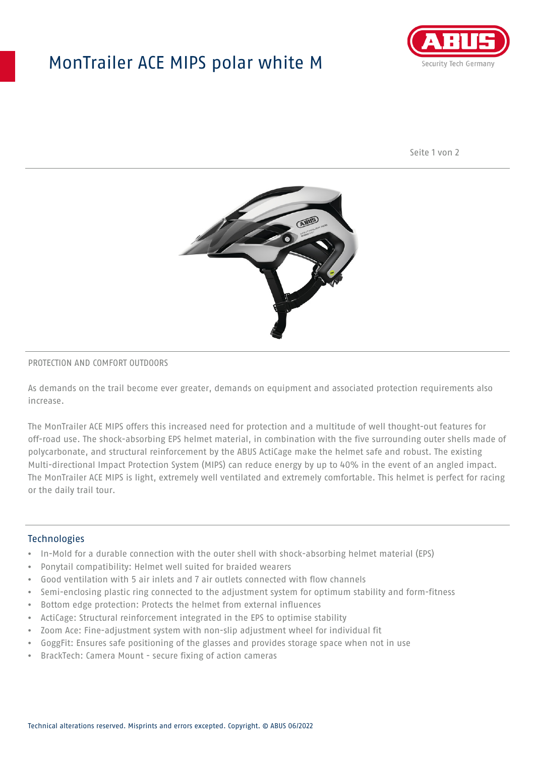# MonTrailer ACE MIPS polar white M

PROTECTION AND COMFORT OUTDOORS

As demands on the trail become ever greater, demands on equipment and associated protection requirements also increase.

The MonTrailer ACE MIPS offers this increased need for protection and a multitude of well thought-out features for off-road use. The shock-absorbing EPS helmet material, in combination with the five surrounding outer shells made of polycarbonate, and structural reinforcement by the ABUS ActiCage make the helmet safe and robust. The existing Multi-directional Impact Protection System (MIPS) can reduce energy by up to 40% in the event of an angled impact. The MonTrailer ACE MIPS is light, extremely well ventilated and extremely comfortable. This helmet is perfect for racing or the daily trail tour.

## Technologies

- In-Mold for a durable connection with the outer shell with shock-absorbing helmet material (EPS)
- Ponytail compatibility: Helmet well suited for braided wearers
- Good ventilation with 5 air inlets and 7 air outlets connected with flow channels
- Semi-enclosing plastic ring connected to the adjustment system for optimum stability and form-fitness
- Bottom edge protection: Protects the helmet from external influences
- ActiCage: Structural reinforcement integrated in the EPS to optimise stability
- Zoom Ace: Fine-adjustment system with non-slip adjustment wheel for individual fit
- GoggFit: Ensures safe positioning of the glasses and provides storage space when not in use
- BrackTech: Camera Mount - secure fixing of action cameras

Technical alterations reserved. Misprints and errors excepted. Copyright. © ABUS 06/2022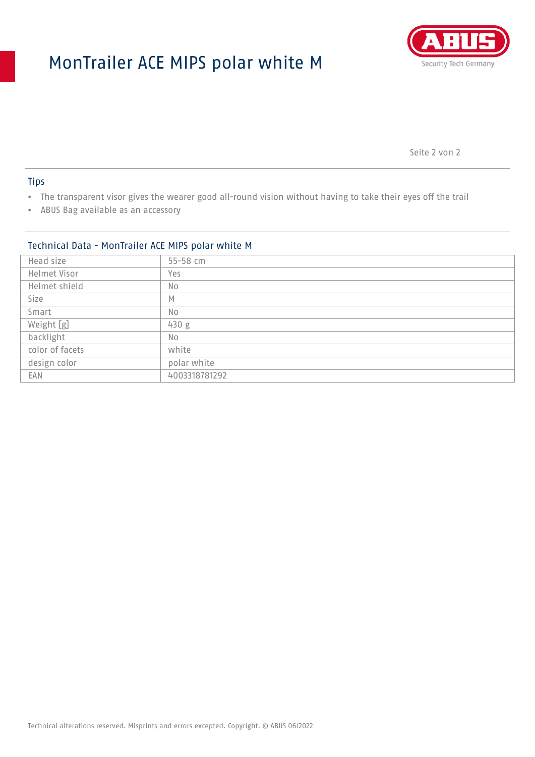## Tips

- The transparent visor gives the wearer good all-round vision without having to take their eyes off the trail
- ABUS Bag available as an accessory

## Technical Data - MonTrailer ACE MIPS polar white M

| | |
|---|---|
| Head size | 55-58 cm |
| Helmet Visor | Yes |
| Helmet shield | No |
| Size | M |
| Smart | No |
| Weight [g] | 430 g |
| backlight | No |
| color of facets | white |
| design color | polar white |
| EAN | 4003318781292 |

Technical alterations reserved. Misprints and errors excepted. Copyright. © ABUS 06/2022